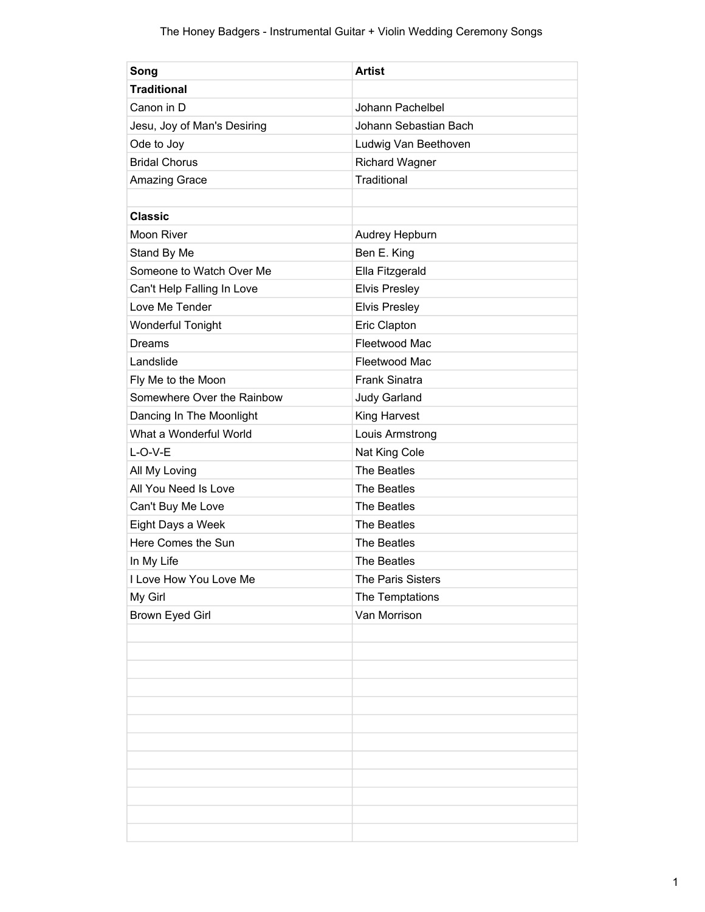# The Honey Badgers - Instrumental Guitar + Violin Wedding Ceremony Songs

| Song | Artist |
| --- | --- |
| **Traditional** | |
| Canon in D | Johann Pachelbel |
| Jesu, Joy of Man's Desiring | Johann Sebastian Bach |
| Ode to Joy | Ludwig Van Beethoven |
| Bridal Chorus | Richard Wagner |
| Amazing Grace | Traditional |
| | |
| **Classic** | |
| Moon River | Audrey Hepburn |
| Stand By Me | Ben E. King |
| Someone to Watch Over Me | Ella Fitzgerald |
| Can't Help Falling In Love | Elvis Presley |
| Love Me Tender | Elvis Presley |
| Wonderful Tonight | Eric Clapton |
| Dreams | Fleetwood Mac |
| Landslide | Fleetwood Mac |
| Fly Me to the Moon | Frank Sinatra |
| Somewhere Over the Rainbow | Judy Garland |
| Dancing In The Moonlight | King Harvest |
| What a Wonderful World | Louis Armstrong |
| L-O-V-E | Nat King Cole |
| All My Loving | The Beatles |
| All You Need Is Love | The Beatles |
| Can't Buy Me Love | The Beatles |
| Eight Days a Week | The Beatles |
| Here Comes the Sun | The Beatles |
| In My Life | The Beatles |
| I Love How You Love Me | The Paris Sisters |
| My Girl | The Temptations |
| Brown Eyed Girl | Van Morrison |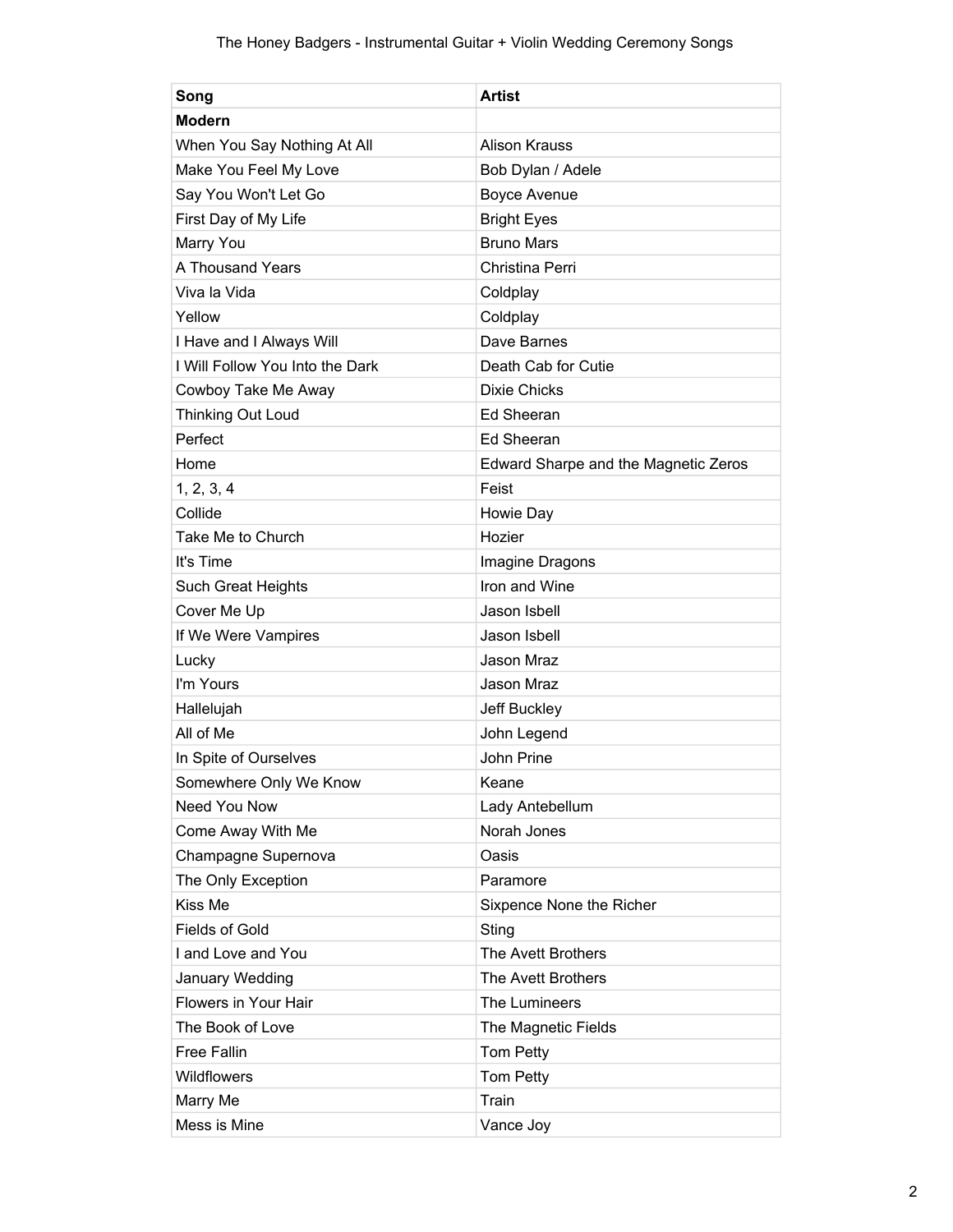| Song | Artist |
| --- | --- |
| **Modern** | |
| When You Say Nothing At All | Alison Krauss |
| Make You Feel My Love | Bob Dylan / Adele |
| Say You Won't Let Go | Boyce Avenue |
| First Day of My Life | Bright Eyes |
| Marry You | Bruno Mars |
| A Thousand Years | Christina Perri |
| Viva la Vida | Coldplay |
| Yellow | Coldplay |
| I Have and I Always Will | Dave Barnes |
| I Will Follow You Into the Dark | Death Cab for Cutie |
| Cowboy Take Me Away | Dixie Chicks |
| Thinking Out Loud | Ed Sheeran |
| Perfect | Ed Sheeran |
| Home | Edward Sharpe and the Magnetic Zeros |
| 1, 2, 3, 4 | Feist |
| Collide | Howie Day |
| Take Me to Church | Hozier |
| It's Time | Imagine Dragons |
| Such Great Heights | Iron and Wine |
| Cover Me Up | Jason Isbell |
| If We Were Vampires | Jason Isbell |
| Lucky | Jason Mraz |
| I'm Yours | Jason Mraz |
| Hallelujah | Jeff Buckley |
| All of Me | John Legend |
| In Spite of Ourselves | John Prine |
| Somewhere Only We Know | Keane |
| Need You Now | Lady Antebellum |
| Come Away With Me | Norah Jones |
| Champagne Supernova | Oasis |
| The Only Exception | Paramore |
| Kiss Me | Sixpence None the Richer |
| Fields of Gold | Sting |
| I and Love and You | The Avett Brothers |
| January Wedding | The Avett Brothers |
| Flowers in Your Hair | The Lumineers |
| The Book of Love | The Magnetic Fields |
| Free Fallin | Tom Petty |
| Wildflowers | Tom Petty |
| Marry Me | Train |
| Mess is Mine | Vance Joy |